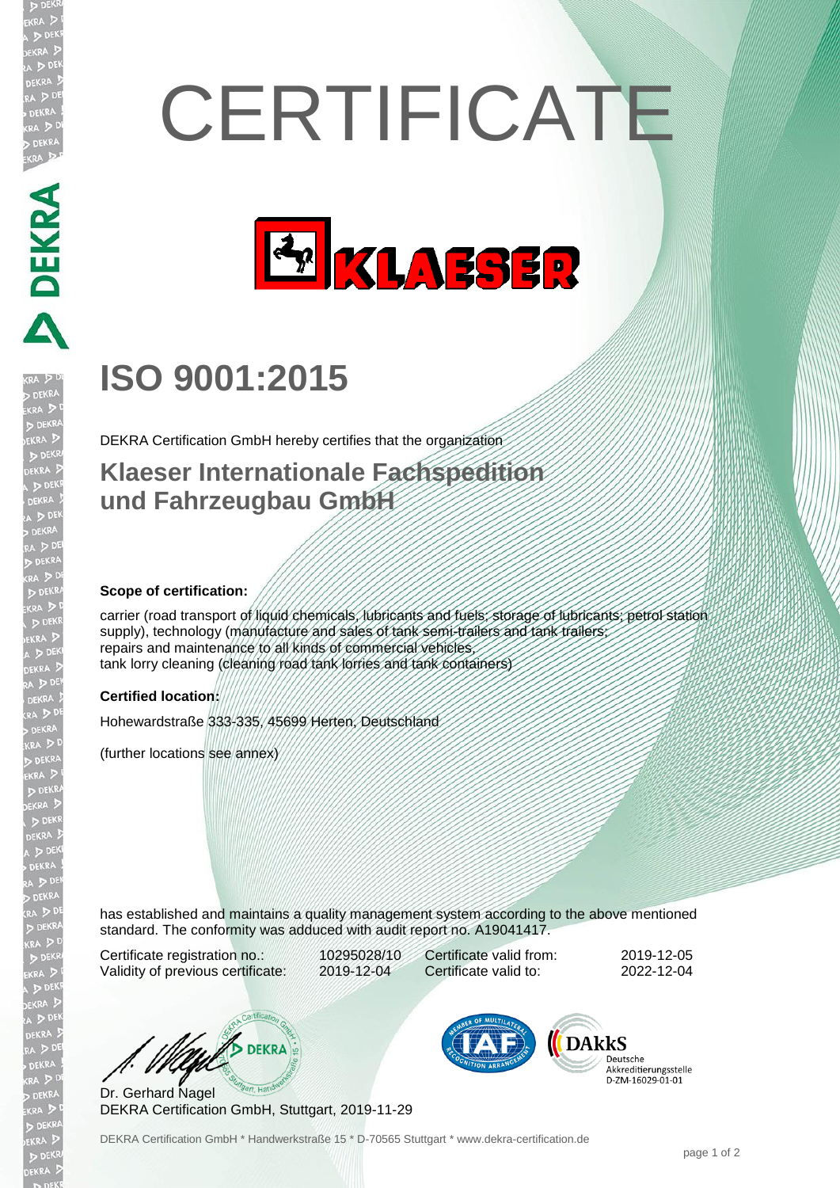# CERTIFICATE

KLAESER

## ISO 9001:2015

DEKRA Certification GmbH hereby certifies that the organization

### Klaeser Internationale Fachspedition und Fahrzeugbau GmbH

**Scope of certification:**

carrier (road transport of liquid chemicals, lubricants and fuels; storage of lubricants; petrol station supply), technology (manufacture and sales of tank semi-trailers and tank trailers; repairs and maintenance to all kinds of commercial vehicles, tank lorry cleaning (cleaning road tank lorries and tank containers)

**Certified location:**

Hohewardstraße 333-335, 45699 Herten, Deutschland

(further locations see annex)

has established and maintains a quality management system according to the above mentioned standard. The conformity was adduced with audit report no. A19041417.

| | | | |
|---|---|---|---|
| Certificate registration no.: | 10295028/10 | Certificate valid from: | 2019-12-05 |
| Validity of previous certificate: | 2019-12-04 | Certificate valid to: | 2022-12-04 |

Dr. Gerhard Nagel
DEKRA Certification GmbH, Stuttgart, 2019-11-29

DAkkS Deutsche Akkreditierungsstelle D-ZM-16029-01-01

DEKRA Certification GmbH * Handwerkstraße 15 * D-70565 Stuttgart * www.dekra-certification.de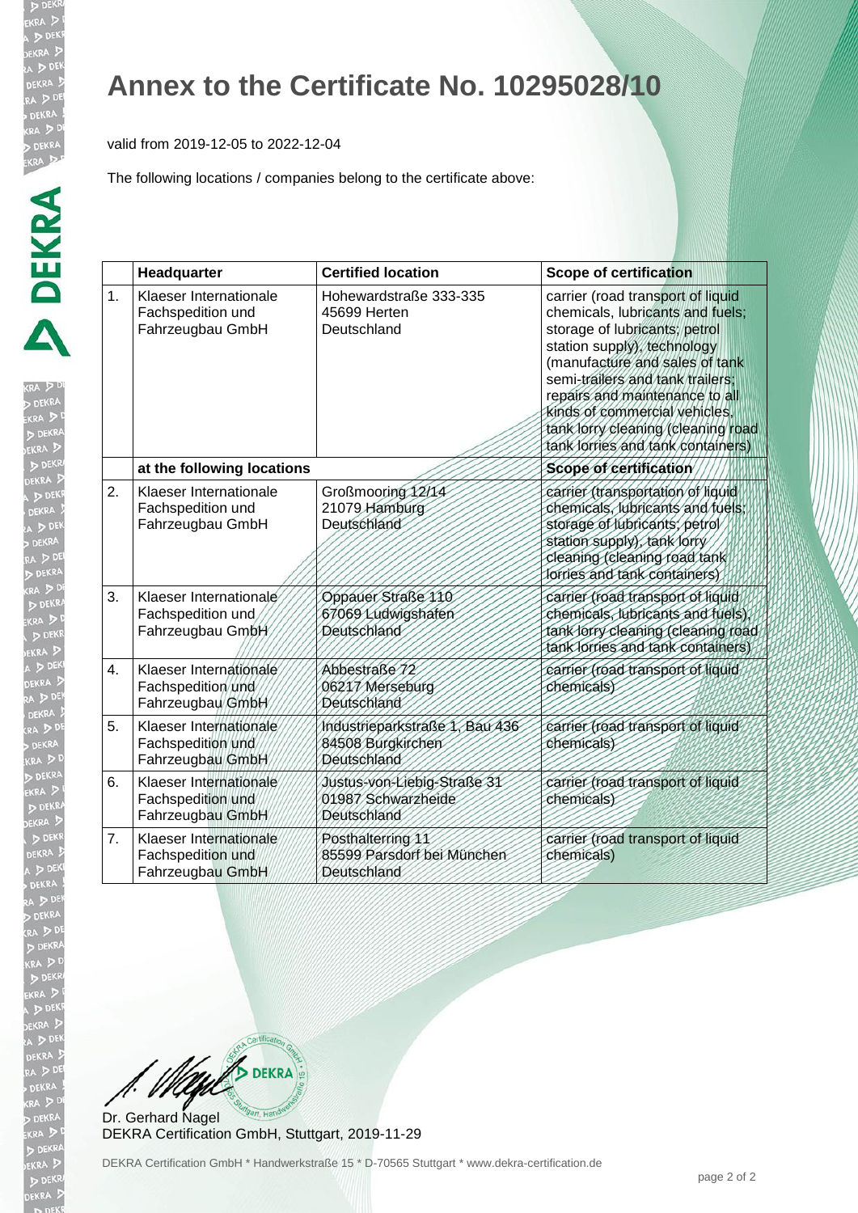# Annex to the Certificate No. 10295028/10

valid from 2019-12-05 to 2022-12-04

The following locations / companies belong to the certificate above:

| | Headquarter | Certified location | Scope of certification |
|---|---|---|---|
| 1. | Klaeser Internationale Fachspedition und Fahrzeugbau GmbH | Hohewardstraße 333-335<br>45699 Herten<br>Deutschland | carrier (road transport of liquid chemicals, lubricants and fuels; storage of lubricants; petrol station supply), technology (manufacture and sales of tank semi-trailers and tank trailers; repairs and maintenance to all kinds of commercial vehicles, tank lorry cleaning (cleaning road tank lorries and tank containers) |
| | **at the following locations** | | **Scope of certification** |
| 2. | Klaeser Internationale Fachspedition und Fahrzeugbau GmbH | Großmooring 12/14<br>21079 Hamburg<br>Deutschland | carrier (transportation of liquid chemicals, lubricants and fuels; storage of lubricants; petrol station supply), tank lorry cleaning (cleaning road tank lorries and tank containers) |
| 3. | Klaeser Internationale Fachspedition und Fahrzeugbau GmbH | Oppauer Straße 110<br>67069 Ludwigshafen<br>Deutschland | carrier (road transport of liquid chemicals, lubricants and fuels), tank lorry cleaning (cleaning road tank lorries and tank containers) |
| 4. | Klaeser Internationale Fachspedition und Fahrzeugbau GmbH | Abbestraße 72<br>06217 Merseburg<br>Deutschland | carrier (road transport of liquid chemicals) |
| 5. | Klaeser Internationale Fachspedition und Fahrzeugbau GmbH | Industrieparkstraße 1, Bau 436<br>84508 Burgkirchen<br>Deutschland | carrier (road transport of liquid chemicals) |
| 6. | Klaeser Internationale Fachspedition und Fahrzeugbau GmbH | Justus-von-Liebig-Straße 31<br>01987 Schwarzheide<br>Deutschland | carrier (road transport of liquid chemicals) |
| 7. | Klaeser Internationale Fachspedition und Fahrzeugbau GmbH | Posthalterring 11<br>85599 Parsdorf bei München<br>Deutschland | carrier (road transport of liquid chemicals) |

Dr. Gerhard Nagel
DEKRA Certification GmbH, Stuttgart, 2019-11-29

DEKRA Certification GmbH * Handwerkstraße 15 * D-70565 Stuttgart * www.dekra-certification.de